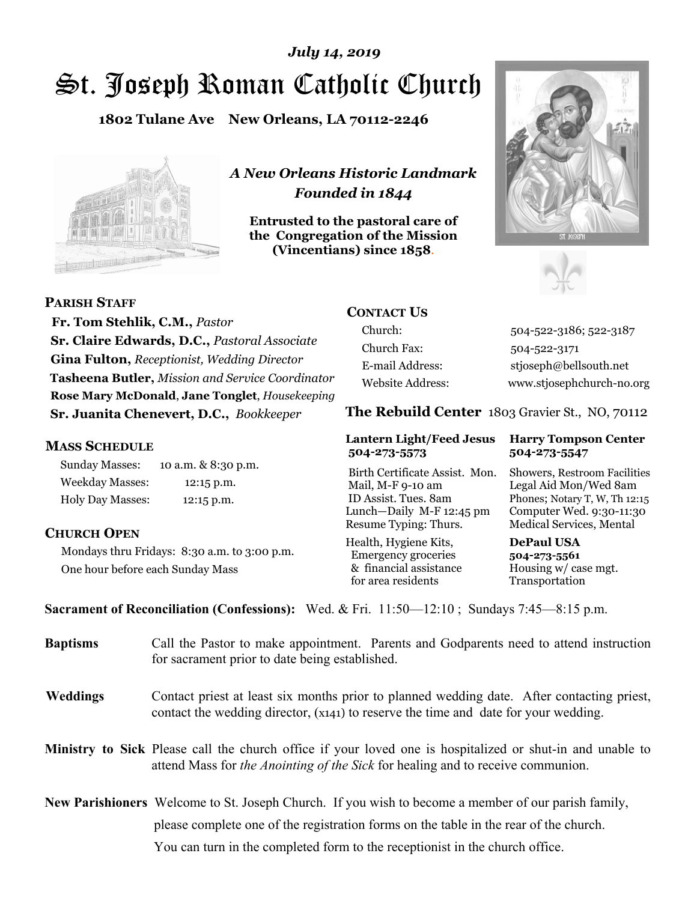*July 14, 2019*

# St. Joseph Roman Catholic Church

**1802 Tulane Ave New Orleans, LA 70112-2246**

*A New Orleans Historic Landmark*
*Founded in 1844*

**Entrusted to the pastoral care of the Congregation of the Mission (Vincentians) since 1858.**

**PARISH STAFF**

**Fr. Tom Stehlik, C.M.,** *Pastor*
**Sr. Claire Edwards, D.C.,** *Pastoral Associate*
**Gina Fulton,** *Receptionist, Wedding Director*
**Tasheena Butler,** *Mission and Service Coordinator*
**Rose Mary McDonald**, **Jane Tonglet**, *Housekeeping*
**Sr. Juanita Chenevert, D.C.,** *Bookkeeper*

**MASS SCHEDULE**

Sunday Masses: 10 a.m. & 8:30 p.m.
Weekday Masses: 12:15 p.m.
Holy Day Masses: 12:15 p.m.

**CHURCH OPEN**

Mondays thru Fridays: 8:30 a.m. to 3:00 p.m.
One hour before each Sunday Mass

**CONTACT US**

| | |
|---|---|
| Church: | 504-522-3186; 522-3187 |
| Church Fax: | 504-522-3171 |
| E-mail Address: | stjoseph@bellsouth.net |
| Website Address: | www.stjosephchurch-no.org |

**The Rebuild Center** 1803 Gravier St., NO, 70112

| **Lantern Light/Feed Jesus 504-273-5573** | **Harry Tompson Center 504-273-5547** |
|---|---|
| Birth Certificate Assist. Mon. Mail, M-F 9-10 am ID Assist. Tues. 8am Lunch—Daily M-F 12:45 pm Resume Typing: Thurs. | Showers, Restroom Facilities Legal Aid Mon/Wed 8am Phones; Notary T, W, Th 12:15 Computer Wed. 9:30-11:30 Medical Services, Mental |
| Health, Hygiene Kits, Emergency groceries & financial assistance for area residents | **DePaul USA 504-273-5561** Housing w/ case mgt. Transportation |

**Sacrament of Reconciliation (Confessions):** Wed. & Fri. 11:50—12:10 ; Sundays 7:45—8:15 p.m.

**Baptisms** Call the Pastor to make appointment. Parents and Godparents need to attend instruction for sacrament prior to date being established.

**Weddings** Contact priest at least six months prior to planned wedding date. After contacting priest, contact the wedding director, (x141) to reserve the time and date for your wedding.

**Ministry to Sick** Please call the church office if your loved one is hospitalized or shut-in and unable to attend Mass for *the Anointing of the Sick* for healing and to receive communion.

**New Parishioners** Welcome to St. Joseph Church. If you wish to become a member of our parish family, please complete one of the registration forms on the table in the rear of the church. You can turn in the completed form to the receptionist in the church office.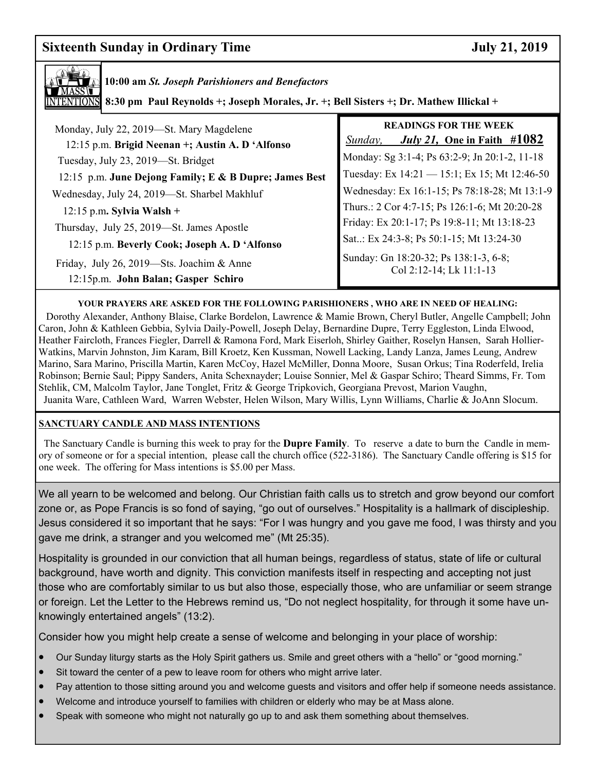## Sixteenth Sunday in Ordinary Time — July 21, 2019

**MASS INTENTIONS**

**10:00 am** ***St. Joseph Parishioners and Benefactors***

**8:30 pm Paul Reynolds +; Joseph Morales, Jr. +; Bell Sisters +; Dr. Mathew Illickal +**

Monday, July 22, 2019—St. Mary Magdelene
12:15 p.m. **Brigid Neenan +; Austin A. D 'Alfonso**

Tuesday, July 23, 2019—St. Bridget
12:15 p.m. **June Dejong Family; E & B Dupre; James Best**

Wednesday, July 24, 2019—St. Sharbel Makhluf
12:15 p.m**. Sylvia Walsh +**

Thursday, July 25, 2019—St. James Apostle
12:15 p.m. **Beverly Cook; Joseph A. D 'Alfonso**

Friday, July 26, 2019—Sts. Joachim & Anne
12:15p.m. **John Balan; Gasper Schiro**

**READINGS FOR THE WEEK**

*Sunday,* ***July 21,*** **One in Faith #1082**

Monday: Sg 3:1-4; Ps 63:2-9; Jn 20:1-2, 11-18
Tuesday: Ex 14:21 — 15:1; Ex 15; Mt 12:46-50
Wednesday: Ex 16:1-15; Ps 78:18-28; Mt 13:1-9
Thurs.: 2 Cor 4:7-15; Ps 126:1-6; Mt 20:20-28
Friday: Ex 20:1-17; Ps 19:8-11; Mt 13:18-23
Sat..: Ex 24:3-8; Ps 50:1-15; Mt 13:24-30
Sunday: Gn 18:20-32; Ps 138:1-3, 6-8; Col 2:12-14; Lk 11:1-13

**YOUR PRAYERS ARE ASKED FOR THE FOLLOWING PARISHIONERS , WHO ARE IN NEED OF HEALING:**

Dorothy Alexander, Anthony Blaise, Clarke Bordelon, Lawrence & Mamie Brown, Cheryl Butler, Angelle Campbell; John Caron, John & Kathleen Gebbia, Sylvia Daily-Powell, Joseph Delay, Bernardine Dupre, Terry Eggleston, Linda Elwood, Heather Faircloth, Frances Fiegler, Darrell & Ramona Ford, Mark Eiserloh, Shirley Gaither, Roselyn Hansen, Sarah Hollier-Watkins, Marvin Johnston, Jim Karam, Bill Kroetz, Ken Kussman, Nowell Lacking, Landy Lanza, James Leung, Andrew Marino, Sara Marino, Priscilla Martin, Karen McCoy, Hazel McMiller, Donna Moore, Susan Orkus; Tina Roderfeld, Irelia Robinson; Bernie Saul; Pippy Sanders, Anita Schexnayder; Louise Sonnier, Mel & Gaspar Schiro; Theard Simms, Fr. Tom Stehlik, CM, Malcolm Taylor, Jane Tonglet, Fritz & George Tripkovich, Georgiana Prevost, Marion Vaughn, Juanita Ware, Cathleen Ward, Warren Webster, Helen Wilson, Mary Willis, Lynn Williams, Charlie & JoAnn Slocum.

**SANCTUARY CANDLE AND MASS INTENTIONS**

The Sanctuary Candle is burning this week to pray for the **Dupre Family**. To reserve a date to burn the Candle in memory of someone or for a special intention, please call the church office (522-3186). The Sanctuary Candle offering is $15 for one week. The offering for Mass intentions is $5.00 per Mass.

We all yearn to be welcomed and belong. Our Christian faith calls us to stretch and grow beyond our comfort zone or, as Pope Francis is so fond of saying, "go out of ourselves." Hospitality is a hallmark of discipleship. Jesus considered it so important that he says: "For I was hungry and you gave me food, I was thirsty and you gave me drink, a stranger and you welcomed me" (Mt 25:35).

Hospitality is grounded in our conviction that all human beings, regardless of status, state of life or cultural background, have worth and dignity. This conviction manifests itself in respecting and accepting not just those who are comfortably similar to us but also those, especially those, who are unfamiliar or seem strange or foreign. Let the Letter to the Hebrews remind us, "Do not neglect hospitality, for through it some have unknowingly entertained angels" (13:2).

Consider how you might help create a sense of welcome and belonging in your place of worship:

- Our Sunday liturgy starts as the Holy Spirit gathers us. Smile and greet others with a "hello" or "good morning."
- Sit toward the center of a pew to leave room for others who might arrive later.
- Pay attention to those sitting around you and welcome guests and visitors and offer help if someone needs assistance.
- Welcome and introduce yourself to families with children or elderly who may be at Mass alone.
- Speak with someone who might not naturally go up to and ask them something about themselves.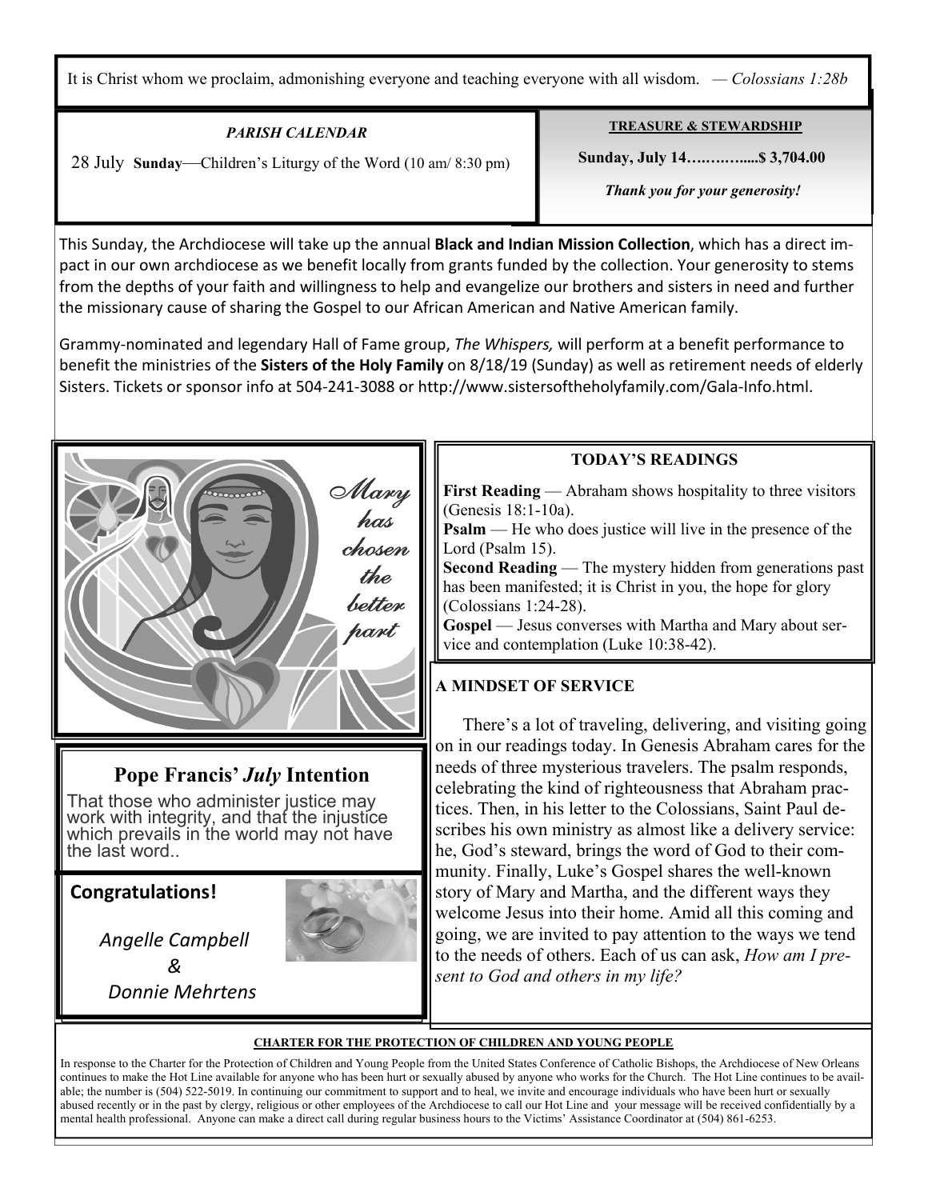It is Christ whom we proclaim, admonishing everyone and teaching everyone with all wisdom. — *Colossians 1:28b*

***PARISH CALENDAR***

28 July **Sunday**—Children's Liturgy of the Word (10 am/ 8:30 pm)

**TREASURE & STEWARDSHIP**

**Sunday, July 14…………....$ 3,704.00**

***Thank you for your generosity!***

This Sunday, the Archdiocese will take up the annual **Black and Indian Mission Collection**, which has a direct impact in our own archdiocese as we benefit locally from grants funded by the collection. Your generosity to stems from the depths of your faith and willingness to help and evangelize our brothers and sisters in need and further the missionary cause of sharing the Gospel to our African American and Native American family.

Grammy-nominated and legendary Hall of Fame group, *The Whispers,* will perform at a benefit performance to benefit the ministries of the **Sisters of the Holy Family** on 8/18/19 (Sunday) as well as retirement needs of elderly Sisters. Tickets or sponsor info at 504-241-3088 or http://www.sistersoftheholyfamily.com/Gala-Info.html.

Mary has chosen the better part

## Pope Francis' *July* Intention

That those who administer justice may work with integrity, and that the injustice which prevails in the world may not have the last word..

## Congratulations!

*Angelle Campbell*
*&*
*Donnie Mehrtens*

**TODAY'S READINGS**

**First Reading** — Abraham shows hospitality to three visitors (Genesis 18:1-10a).
**Psalm** — He who does justice will live in the presence of the Lord (Psalm 15).
**Second Reading** — The mystery hidden from generations past has been manifested; it is Christ in you, the hope for glory (Colossians 1:24-28).
**Gospel** — Jesus converses with Martha and Mary about service and contemplation (Luke 10:38-42).

**A MINDSET OF SERVICE**

There's a lot of traveling, delivering, and visiting going on in our readings today. In Genesis Abraham cares for the needs of three mysterious travelers. The psalm responds, celebrating the kind of righteousness that Abraham practices. Then, in his letter to the Colossians, Saint Paul describes his own ministry as almost like a delivery service: he, God's steward, brings the word of God to their community. Finally, Luke's Gospel shares the well-known story of Mary and Martha, and the different ways they welcome Jesus into their home. Amid all this coming and going, we are invited to pay attention to the ways we tend to the needs of others. Each of us can ask, *How am I present to God and others in my life?*

**CHARTER FOR THE PROTECTION OF CHILDREN AND YOUNG PEOPLE**

In response to the Charter for the Protection of Children and Young People from the United States Conference of Catholic Bishops, the Archdiocese of New Orleans continues to make the Hot Line available for anyone who has been hurt or sexually abused by anyone who works for the Church. The Hot Line continues to be available; the number is (504) 522-5019. In continuing our commitment to support and to heal, we invite and encourage individuals who have been hurt or sexually abused recently or in the past by clergy, religious or other employees of the Archdiocese to call our Hot Line and your message will be received confidentially by a mental health professional. Anyone can make a direct call during regular business hours to the Victims' Assistance Coordinator at (504) 861-6253.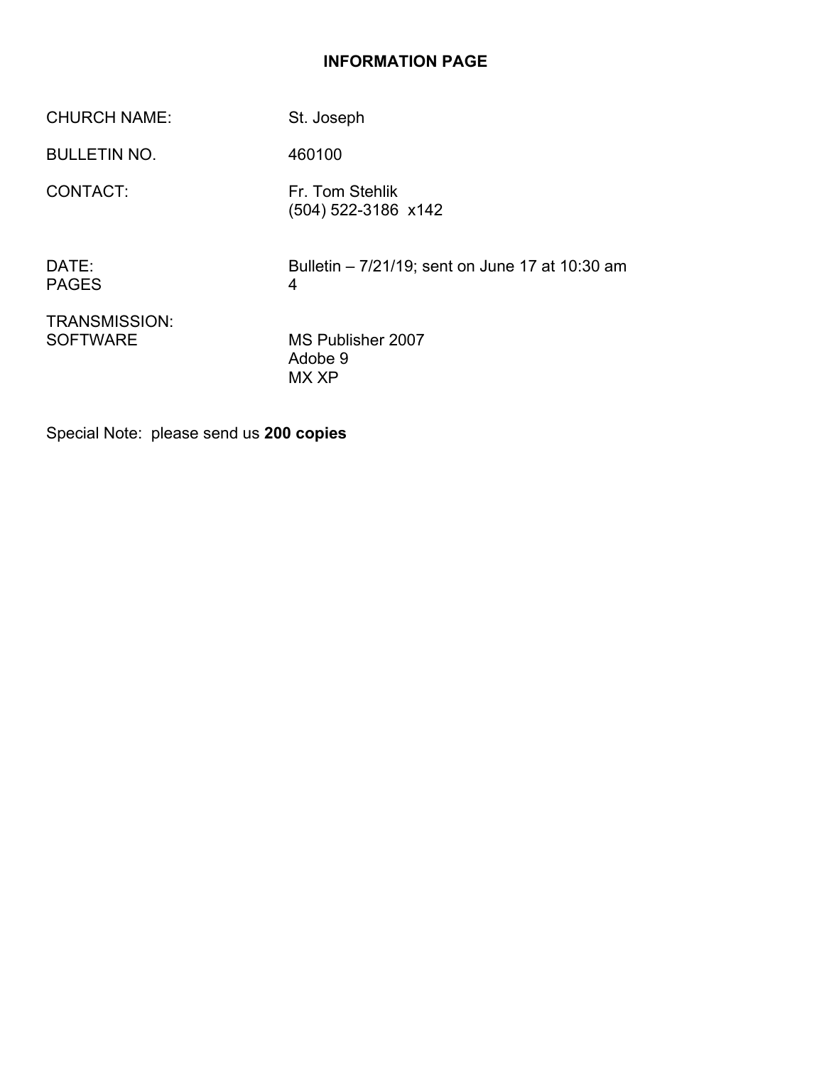# INFORMATION PAGE

| | |
|---|---|
| CHURCH NAME: | St. Joseph |
| BULLETIN NO. | 460100 |
| CONTACT: | Fr. Tom Stehlik<br>(504) 522-3186 x142 |
| DATE:<br>PAGES | Bulletin – 7/21/19; sent on June 17 at 10:30 am<br>4 |
| TRANSMISSION:<br>SOFTWARE | MS Publisher 2007<br>Adobe 9<br>MX XP |

Special Note: please send us **200 copies**